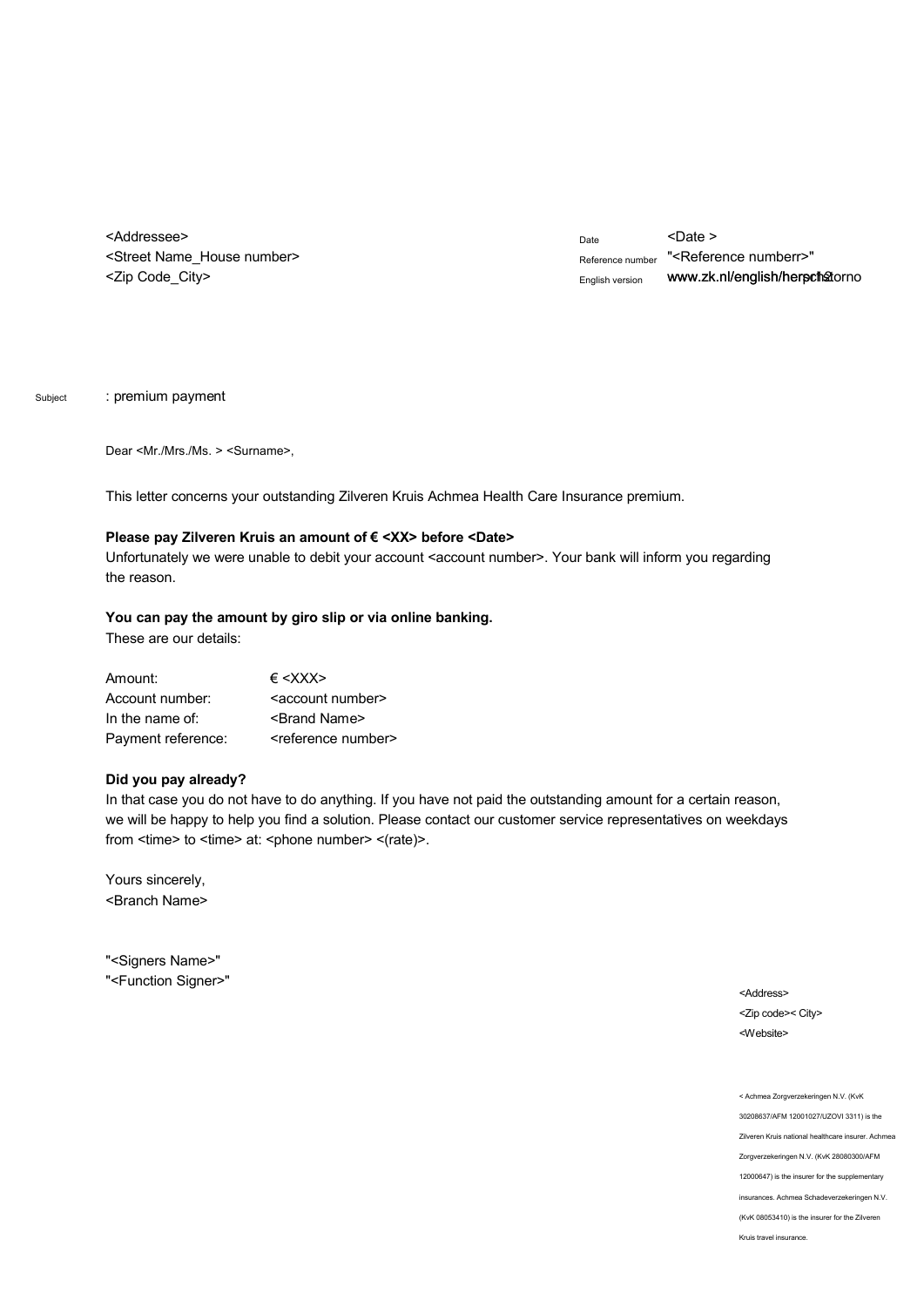<Addressee>
<Street Name_House number>
<Zip Code_City>

| | |
|---|---|
| Date | <Date > |
| Reference number | "<Reference numberr>" |
| English version | www.zk.nl/english/herpch2torno |

Subject : premium payment

Dear <Mr./Mrs./Ms. > <Surname>,

This letter concerns your outstanding Zilveren Kruis Achmea Health Care Insurance premium.

**Please pay Zilveren Kruis an amount of € <XX> before <Date>**
Unfortunately we were unable to debit your account <account number>. Your bank will inform you regarding the reason.

**You can pay the amount by giro slip or via online banking.**
These are our details:

| | |
|---|---|
| Amount: | € <XXX> |
| Account number: | <account number> |
| In the name of: | <Brand Name> |
| Payment reference: | <reference number> |

**Did you pay already?**
In that case you do not have to do anything. If you have not paid the outstanding amount for a certain reason, we will be happy to help you find a solution. Please contact our customer service representatives on weekdays from <time> to <time> at: <phone number> <(rate)>.

Yours sincerely,
<Branch Name>

"<Signers Name>"
"<Function Signer>"

<Address>
<Zip code>< City>
<Website>

< Achmea Zorgverzekeringen N.V. (KvK 30208637/AFM 12001027/UZOVI 3311) is the Zilveren Kruis national healthcare insurer. Achmea Zorgverzekeringen N.V. (KvK 28080300/AFM 12000647) is the insurer for the supplementary insurances. Achmea Schadeverzekeringen N.V. (KvK 08053410) is the insurer for the Zilveren Kruis travel insurance.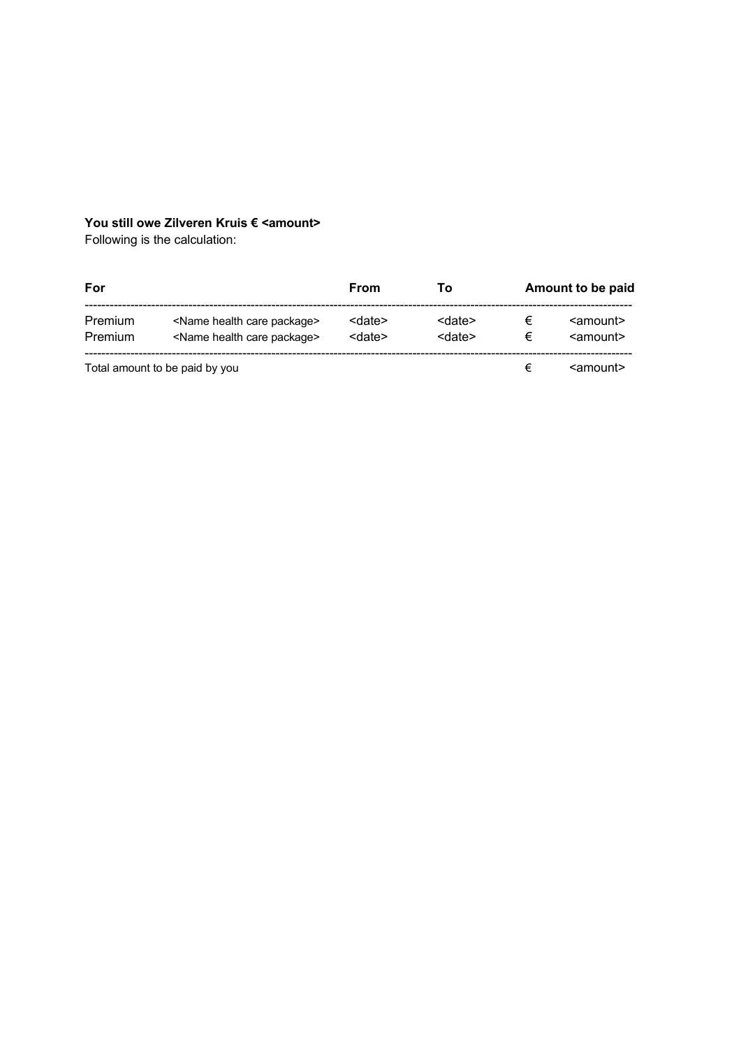**You still owe Zilveren Kruis € <amount>**
Following is the calculation:

| For | | From | To | Amount to be paid | |
|---|---|---|---|---|---|
| Premium | <Name health care package> | <date> | <date> | € | <amount> |
| Premium | <Name health care package> | <date> | <date> | € | <amount> |
| Total amount to be paid by you | | | | € | <amount> |